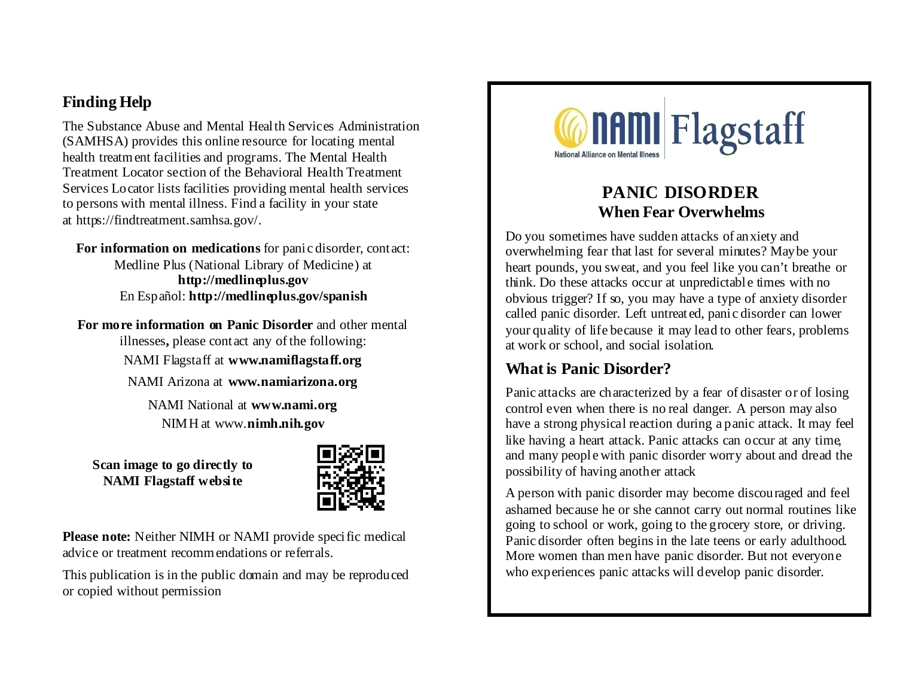## Finding Help

The Substance Abuse and Mental Health Services Administration (SAMHSA) provides this online resource for locating mental health treatment facilities and programs. The Mental Health Treatment Locator section of the Behavioral Health Treatment Services Locator lists facilities providing mental health services to persons with mental illness. Find a facility in your state at https://findtreatment.samhsa.gov/.

**For information on medications** for panic disorder, contact:
Medline Plus (National Library of Medicine) at
**http://medlineplus.gov**
En Español: **http://medlineplus.gov/spanish**

**For more information on Panic Disorder** and other mental illnesses**,** please contact any of the following:

NAMI Flagstaff at **www.namiflagstaff.org**

NAMI Arizona at **www.namiarizona.org**

NAMI National at **www.nami.org**

NIMH at www.**nimh.nih.gov**

**Scan image to go directly to NAMI Flagstaff website**

**Please note:** Neither NIMH or NAMI provide specific medical advice or treatment recommendations or referrals.

This publication is in the public domain and may be reproduced or copied without permission

NAMI Flagstaff
National Alliance on Mental Illness

# PANIC DISORDER
## When Fear Overwhelms

Do you sometimes have sudden attacks of anxiety and overwhelming fear that last for several minutes? Maybe your heart pounds, you sweat, and you feel like you can't breathe or think. Do these attacks occur at unpredictable times with no obvious trigger? If so, you may have a type of anxiety disorder called panic disorder. Left untreated, panic disorder can lower your quality of life because it may lead to other fears, problems at work or school, and social isolation.

## What is Panic Disorder?

Panic attacks are characterized by a fear of disaster or of losing control even when there is no real danger. A person may also have a strong physical reaction during a panic attack. It may feel like having a heart attack. Panic attacks can occur at any time, and many people with panic disorder worry about and dread the possibility of having another attack

A person with panic disorder may become discouraged and feel ashamed because he or she cannot carry out normal routines like going to school or work, going to the grocery store, or driving. Panic disorder often begins in the late teens or early adulthood. More women than men have panic disorder. But not everyone who experiences panic attacks will develop panic disorder.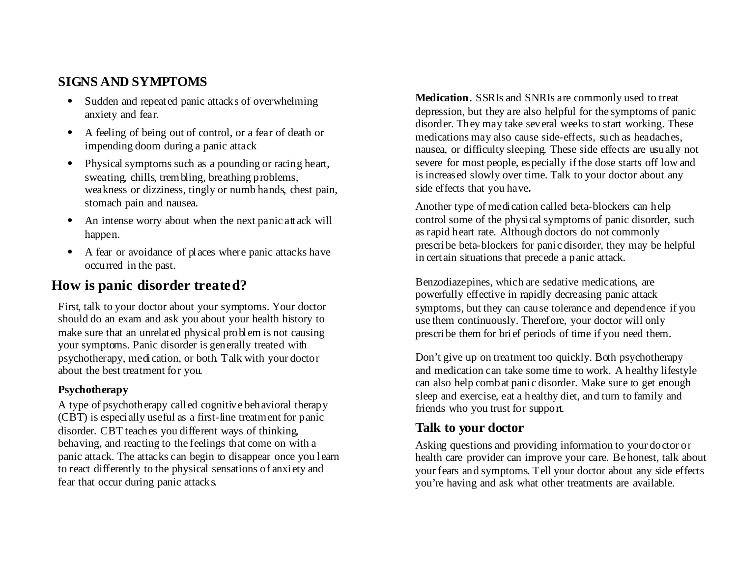## SIGNS AND SYMPTOMS

- Sudden and repeated panic attacks of overwhelming anxiety and fear.
- A feeling of being out of control, or a fear of death or impending doom during a panic attack
- Physical symptoms such as a pounding or racing heart, sweating, chills, trembling, breathing problems, weakness or dizziness, tingly or numb hands, chest pain, stomach pain and nausea.
- An intense worry about when the next panic attack will happen.
- A fear or avoidance of places where panic attacks have occurred in the past.

# How is panic disorder treated?

First, talk to your doctor about your symptoms. Your doctor should do an exam and ask you about your health history to make sure that an unrelated physical problem is not causing your symptoms. Panic disorder is generally treated with psychotherapy, medication, or both. Talk with your doctor about the best treatment for you.

### Psychotherapy

A type of psychotherapy called cognitive behavioral therapy (CBT) is especially useful as a first-line treatment for panic disorder. CBT teaches you different ways of thinking, behaving, and reacting to the feelings that come on with a panic attack. The attacks can begin to disappear once you learn to react differently to the physical sensations of anxiety and fear that occur during panic attacks.

**Medication.** SSRIs and SNRIs are commonly used to treat depression, but they are also helpful for the symptoms of panic disorder. They may take several weeks to start working. These medications may also cause side-effects, such as headaches, nausea, or difficulty sleeping. These side effects are usually not severe for most people, especially if the dose starts off low and is increased slowly over time. Talk to your doctor about any side effects that you have.

Another type of medication called beta-blockers can help control some of the physical symptoms of panic disorder, such as rapid heart rate. Although doctors do not commonly prescribe beta-blockers for panic disorder, they may be helpful in certain situations that precede a panic attack.

Benzodiazepines, which are sedative medications, are powerfully effective in rapidly decreasing panic attack symptoms, but they can cause tolerance and dependence if you use them continuously. Therefore, your doctor will only prescribe them for brief periods of time if you need them.

Don't give up on treatment too quickly. Both psychotherapy and medication can take some time to work. A healthy lifestyle can also help combat panic disorder. Make sure to get enough sleep and exercise, eat a healthy diet, and turn to family and friends who you trust for support.

## Talk to your doctor

Asking questions and providing information to your doctor or health care provider can improve your care. Be honest, talk about your fears and symptoms. Tell your doctor about any side effects you're having and ask what other treatments are available.